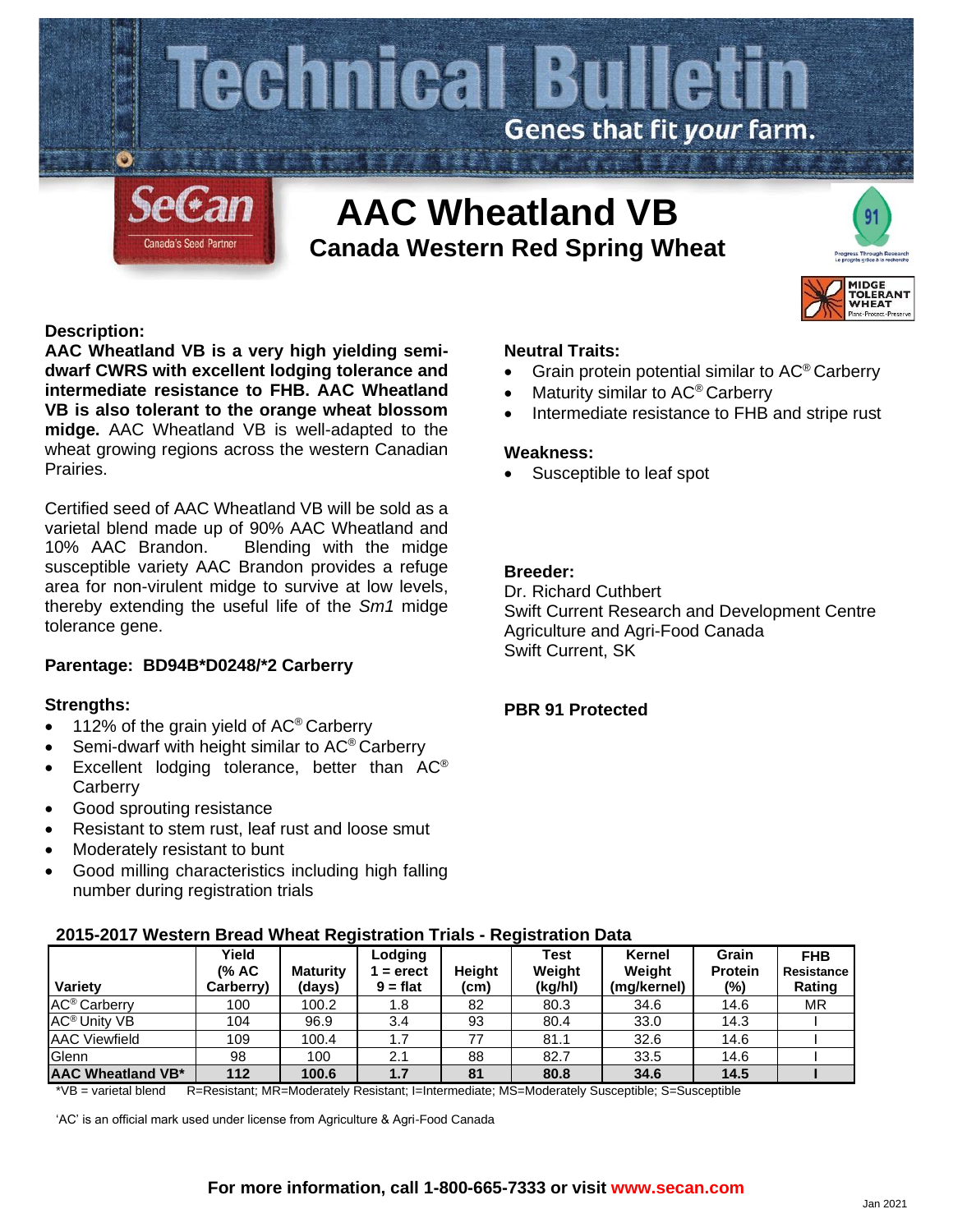# Technical Bulletin

Genes that fit *your* farm.

SeCan – Canada's Seed Partner

# AAC Wheatland VB

## Canada Western Red Spring Wheat

91 – Progress Through Research / Le progrès grâce à la recherche

MIDGE TOLERANT WHEAT – Plant·Protect·Preserve

**Description:**

**AAC Wheatland VB is a very high yielding semi-dwarf CWRS with excellent lodging tolerance and intermediate resistance to FHB. AAC Wheatland VB is also tolerant to the orange wheat blossom midge.** AAC Wheatland VB is well-adapted to the wheat growing regions across the western Canadian Prairies.

Certified seed of AAC Wheatland VB will be sold as a varietal blend made up of 90% AAC Wheatland and 10% AAC Brandon. Blending with the midge susceptible variety AAC Brandon provides a refuge area for non-virulent midge to survive at low levels, thereby extending the useful life of the *Sm1* midge tolerance gene.

**Parentage: BD94B*D0248/*2 Carberry**

**Strengths:**

- 112% of the grain yield of AC® Carberry
- Semi-dwarf with height similar to AC® Carberry
- Excellent lodging tolerance, better than AC® Carberry
- Good sprouting resistance
- Resistant to stem rust, leaf rust and loose smut
- Moderately resistant to bunt
- Good milling characteristics including high falling number during registration trials

**Neutral Traits:**

- Grain protein potential similar to AC® Carberry
- Maturity similar to AC® Carberry
- Intermediate resistance to FHB and stripe rust

**Weakness:**

- Susceptible to leaf spot

**Breeder:**

Dr. Richard Cuthbert
Swift Current Research and Development Centre
Agriculture and Agri-Food Canada
Swift Current, SK

**PBR 91 Protected**

**2015-2017 Western Bread Wheat Registration Trials - Registration Data**

| Variety | Yield (% AC Carberry) | Maturity (days) | Lodging 1 = erect 9 = flat | Height (cm) | Test Weight (kg/hl) | Kernel Weight (mg/kernel) | Grain Protein (%) | FHB Resistance Rating |
|---|---|---|---|---|---|---|---|---|
| AC® Carberry | 100 | 100.2 | 1.8 | 82 | 80.3 | 34.6 | 14.6 | MR |
| AC® Unity VB | 104 | 96.9 | 3.4 | 93 | 80.4 | 33.0 | 14.3 | I |
| AAC Viewfield | 109 | 100.4 | 1.7 | 77 | 81.1 | 32.6 | 14.6 | I |
| Glenn | 98 | 100 | 2.1 | 88 | 82.7 | 33.5 | 14.6 | I |
| **AAC Wheatland VB*** | **112** | **100.6** | **1.7** | **81** | **80.8** | **34.6** | **14.5** | **I** |

*VB = varietal blend R=Resistant; MR=Moderately Resistant; I=Intermediate; MS=Moderately Susceptible; S=Susceptible

'AC' is an official mark used under license from Agriculture & Agri-Food Canada

**For more information, call 1-800-665-7333 or visit www.secan.com**

Jan 2021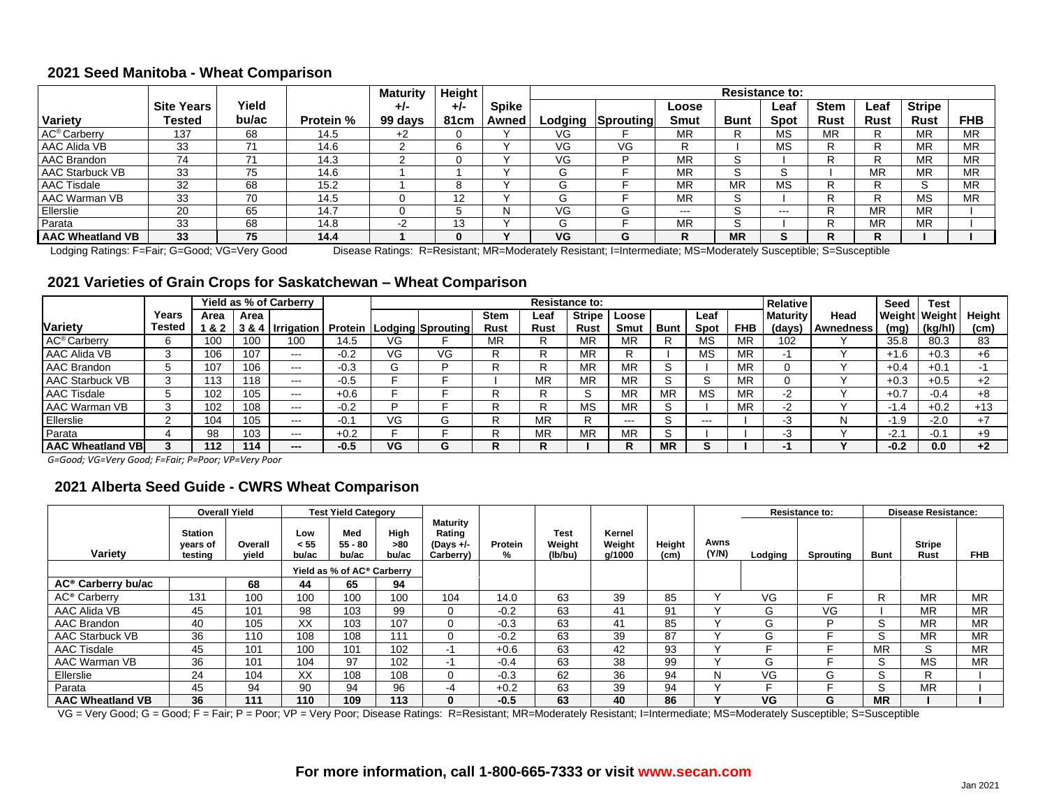## 2021 Seed Manitoba - Wheat Comparison

| Variety | Site Years Tested | Yield bu/ac | Protein % | Maturity +/- 99 days | Height +/- 81cm | Spike Awned | Resistance to: Lodging | Sprouting | Loose Smut | Bunt | Leaf Spot | Stem Rust | Leaf Rust | Stripe Rust | FHB |
|---|---|---|---|---|---|---|---|---|---|---|---|---|---|---|---|
| AC® Carberry | 137 | 68 | 14.5 | +2 | 0 | Y | VG | F | MR | R | MS | MR | R | MR | MR |
| AAC Alida VB | 33 | 71 | 14.6 | 2 | 6 | Y | VG | VG | R | I | MS | R | R | MR | MR |
| AAC Brandon | 74 | 71 | 14.3 | 2 | 0 | Y | VG | P | MR | S | I | R | R | MR | MR |
| AAC Starbuck VB | 33 | 75 | 14.6 | 1 | 1 | Y | G | F | MR | S | S | I | MR | MR | MR |
| AAC Tisdale | 32 | 68 | 15.2 | 1 | 8 | Y | G | F | MR | MR | MS | R | R | S | MR |
| AAC Warman VB | 33 | 70 | 14.5 | 0 | 12 | Y | G | F | MR | S | I | R | R | MS | MR |
| Ellerslie | 20 | 65 | 14.7 | 0 | 5 | N | VG | G | --- | S | --- | R | MR | MR | I |
| Parata | 33 | 68 | 14.8 | -2 | 13 | Y | G | F | MR | S | I | R | MR | MR | I |
| **AAC Wheatland VB** | **33** | **75** | **14.4** | **1** | **0** | **Y** | **VG** | **G** | **R** | **MR** | **S** | **R** | **R** | **I** | **I** |

Lodging Ratings: F=Fair; G=Good; VG=Very Good Disease Ratings: R=Resistant; MR=Moderately Resistant; I=Intermediate; MS=Moderately Susceptible; S=Susceptible

## 2021 Varieties of Grain Crops for Saskatchewan – Wheat Comparison

| Variety | Years Tested | Yield as % of Carberry: Area 1 & 2 | Area 3 & 4 | Irrigation | Protein | Resistance to: Lodging | Sprouting | Stem Rust | Leaf Rust | Stripe Rust | Loose Smut | Bunt | Leaf Spot | FHB | Relative Maturity (days) | Head Awnedness | Seed Weight (mg) | Test Weight (kg/hl) | Height (cm) |
|---|---|---|---|---|---|---|---|---|---|---|---|---|---|---|---|---|---|---|---|
| AC® Carberry | 6 | 100 | 100 | 100 | 14.5 | VG | F | MR | R | MR | MR | R | MS | MR | 102 | Y | 35.8 | 80.3 | 83 |
| AAC Alida VB | 3 | 106 | 107 | --- | -0.2 | VG | VG | R | R | MR | R | I | MS | MR | -1 | Y | +1.6 | +0.3 | +6 |
| AAC Brandon | 5 | 107 | 106 | --- | -0.3 | G | P | R | R | MR | MR | S | I | MR | 0 | Y | +0.4 | +0.1 | -1 |
| AAC Starbuck VB | 3 | 113 | 118 | --- | -0.5 | F | F | I | MR | MR | MR | S | S | MR | 0 | Y | +0.3 | +0.5 | +2 |
| AAC Tisdale | 5 | 102 | 105 | --- | +0.6 | F | F | R | R | S | MR | MR | MS | MR | -2 | Y | +0.7 | -0.4 | +8 |
| AAC Warman VB | 3 | 102 | 108 | --- | -0.2 | P | F | R | R | MS | MR | S | I | MR | -2 | Y | -1.4 | +0.2 | +13 |
| Ellerslie | 2 | 104 | 105 | --- | -0.1 | VG | G | R | MR | R | --- | S | --- | I | -3 | N | -1.9 | -2.0 | +7 |
| Parata | 4 | 98 | 103 | --- | +0.2 | F | F | R | MR | MR | MR | S | I | I | -3 | Y | -2.1 | -0.1 | +9 |
| **AAC Wheatland VB** | **3** | **112** | **114** | **---** | **-0.5** | **VG** | **G** | **R** | **R** | **I** | **R** | **MR** | **S** | **I** | **-1** | **Y** | **-0.2** | **0.0** | **+2** |

*G=Good; VG=Very Good; F=Fair; P=Poor; VP=Very Poor*

## 2021 Alberta Seed Guide - CWRS Wheat Comparison

| Variety | Overall Yield: Station years of testing | Overall yield | Test Yield Category: Low < 55 bu/ac | Med 55 - 80 bu/ac | High >80 bu/ac | Maturity Rating (Days +/- Carberry) | Protein % | Test Weight (lb/bu) | Kernel Weight g/1000 | Height (cm) | Awns (Y/N) | Resistance to: Lodging | Sprouting | Disease Resistance: Bunt | Stripe Rust | FHB |
|---|---|---|---|---|---|---|---|---|---|---|---|---|---|---|---|---|
| | | | Yield as % of AC® Carberry | | | | | | | | | | | | | |
| **AC® Carberry bu/ac** | | **68** | **44** | **65** | **94** | | | | | | | | | | | |
| AC® Carberry | 131 | 100 | 100 | 100 | 100 | 104 | 14.0 | 63 | 39 | 85 | Y | VG | F | R | MR | MR |
| AAC Alida VB | 45 | 101 | 98 | 103 | 99 | 0 | -0.2 | 63 | 41 | 91 | Y | G | VG | I | MR | MR |
| AAC Brandon | 40 | 105 | XX | 103 | 107 | 0 | -0.3 | 63 | 41 | 85 | Y | G | P | S | MR | MR |
| AAC Starbuck VB | 36 | 110 | 108 | 108 | 111 | 0 | -0.2 | 63 | 39 | 87 | Y | G | F | S | MR | MR |
| AAC Tisdale | 45 | 101 | 100 | 101 | 102 | -1 | +0.6 | 63 | 42 | 93 | Y | F | F | MR | S | MR |
| AAC Warman VB | 36 | 101 | 104 | 97 | 102 | -1 | -0.4 | 63 | 38 | 99 | Y | G | F | S | MS | MR |
| Ellerslie | 24 | 104 | XX | 108 | 108 | 0 | -0.3 | 62 | 36 | 94 | N | VG | G | S | R | I |
| Parata | 45 | 94 | 90 | 94 | 96 | -4 | +0.2 | 63 | 39 | 94 | Y | F | F | S | MR | I |
| **AAC Wheatland VB** | **36** | **111** | **110** | **109** | **113** | **0** | **-0.5** | **63** | **40** | **86** | **Y** | **VG** | **G** | **MR** | **I** | **I** |

VG = Very Good; G = Good; F = Fair; P = Poor; VP = Very Poor; Disease Ratings: R=Resistant; MR=Moderately Resistant; I=Intermediate; MS=Moderately Susceptible; S=Susceptible

**For more information, call 1-800-665-7333 or visit www.secan.com**

Jan 2021